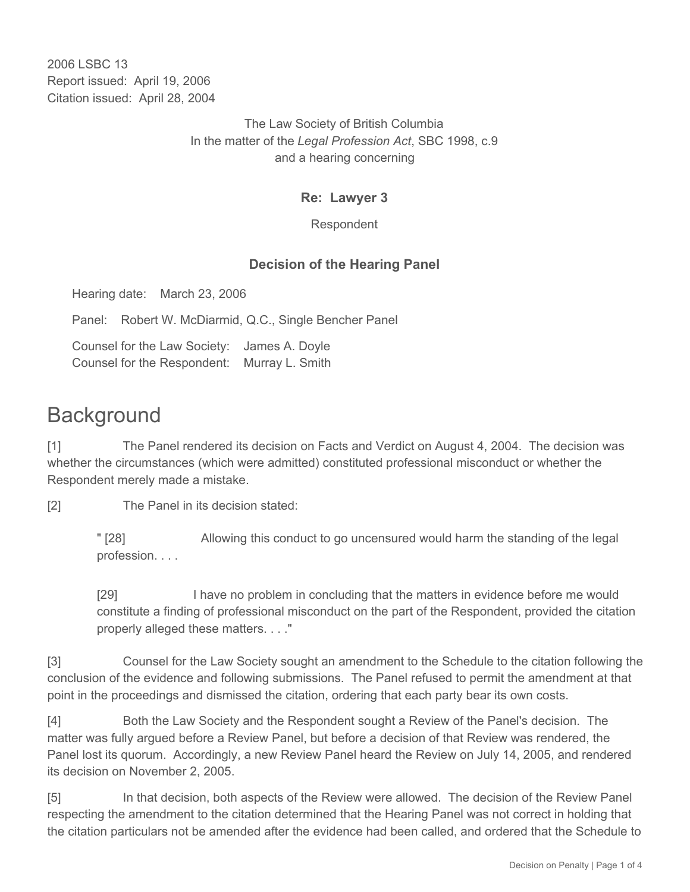2006 LSBC 13
Report issued: April 19, 2006
Citation issued: April 28, 2004

The Law Society of British Columbia
In the matter of the *Legal Profession Act*, SBC 1998, c.9
and a hearing concerning

**Re: Lawyer 3**

Respondent

**Decision of the Hearing Panel**

Hearing date: March 23, 2006

Panel: Robert W. McDiarmid, Q.C., Single Bencher Panel

Counsel for the Law Society: James A. Doyle
Counsel for the Respondent: Murray L. Smith

# Background

[1] The Panel rendered its decision on Facts and Verdict on August 4, 2004. The decision was whether the circumstances (which were admitted) constituted professional misconduct or whether the Respondent merely made a mistake.

[2] The Panel in its decision stated:

> " [28] Allowing this conduct to go uncensured would harm the standing of the legal profession. . . .
>
> [29] I have no problem in concluding that the matters in evidence before me would constitute a finding of professional misconduct on the part of the Respondent, provided the citation properly alleged these matters. . . ."

[3] Counsel for the Law Society sought an amendment to the Schedule to the citation following the conclusion of the evidence and following submissions. The Panel refused to permit the amendment at that point in the proceedings and dismissed the citation, ordering that each party bear its own costs.

[4] Both the Law Society and the Respondent sought a Review of the Panel's decision. The matter was fully argued before a Review Panel, but before a decision of that Review was rendered, the Panel lost its quorum. Accordingly, a new Review Panel heard the Review on July 14, 2005, and rendered its decision on November 2, 2005.

[5] In that decision, both aspects of the Review were allowed. The decision of the Review Panel respecting the amendment to the citation determined that the Hearing Panel was not correct in holding that the citation particulars not be amended after the evidence had been called, and ordered that the Schedule to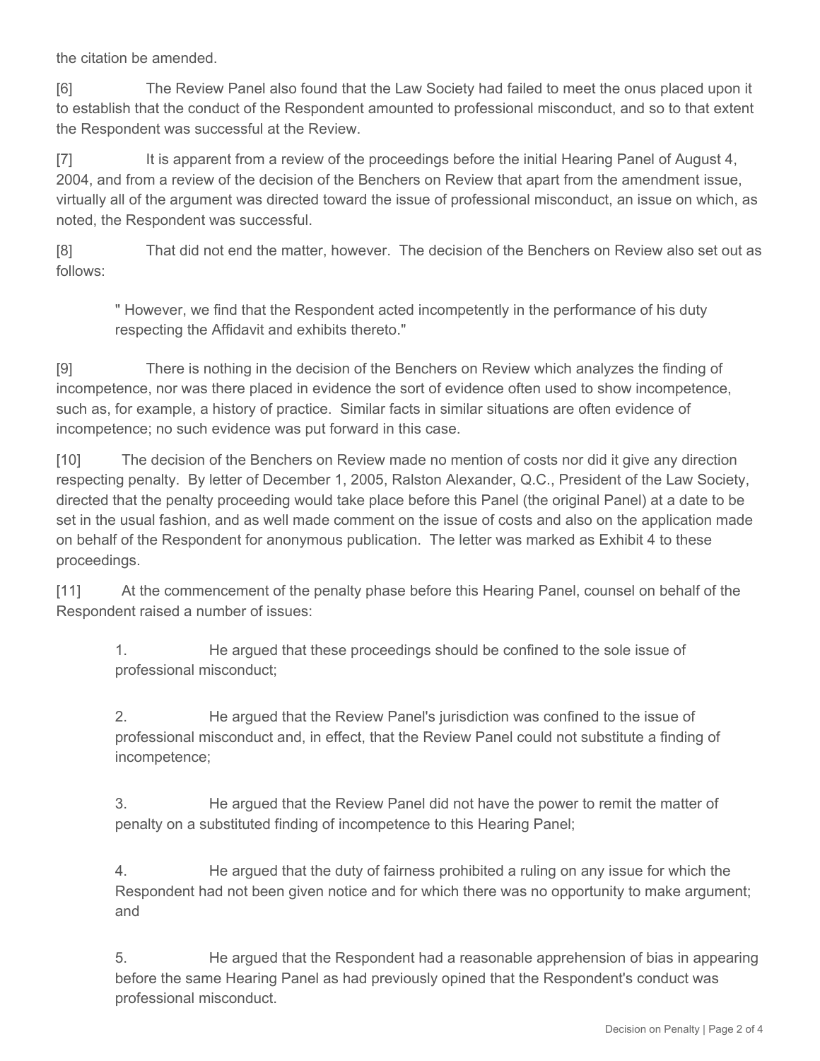the citation be amended.

[6] The Review Panel also found that the Law Society had failed to meet the onus placed upon it to establish that the conduct of the Respondent amounted to professional misconduct, and so to that extent the Respondent was successful at the Review.

[7] It is apparent from a review of the proceedings before the initial Hearing Panel of August 4, 2004, and from a review of the decision of the Benchers on Review that apart from the amendment issue, virtually all of the argument was directed toward the issue of professional misconduct, an issue on which, as noted, the Respondent was successful.

[8] That did not end the matter, however. The decision of the Benchers on Review also set out as follows:

> " However, we find that the Respondent acted incompetently in the performance of his duty respecting the Affidavit and exhibits thereto."

[9] There is nothing in the decision of the Benchers on Review which analyzes the finding of incompetence, nor was there placed in evidence the sort of evidence often used to show incompetence, such as, for example, a history of practice. Similar facts in similar situations are often evidence of incompetence; no such evidence was put forward in this case.

[10] The decision of the Benchers on Review made no mention of costs nor did it give any direction respecting penalty. By letter of December 1, 2005, Ralston Alexander, Q.C., President of the Law Society, directed that the penalty proceeding would take place before this Panel (the original Panel) at a date to be set in the usual fashion, and as well made comment on the issue of costs and also on the application made on behalf of the Respondent for anonymous publication. The letter was marked as Exhibit 4 to these proceedings.

[11] At the commencement of the penalty phase before this Hearing Panel, counsel on behalf of the Respondent raised a number of issues:

> 1. He argued that these proceedings should be confined to the sole issue of professional misconduct;
>
> 2. He argued that the Review Panel's jurisdiction was confined to the issue of professional misconduct and, in effect, that the Review Panel could not substitute a finding of incompetence;
>
> 3. He argued that the Review Panel did not have the power to remit the matter of penalty on a substituted finding of incompetence to this Hearing Panel;
>
> 4. He argued that the duty of fairness prohibited a ruling on any issue for which the Respondent had not been given notice and for which there was no opportunity to make argument; and
>
> 5. He argued that the Respondent had a reasonable apprehension of bias in appearing before the same Hearing Panel as had previously opined that the Respondent's conduct was professional misconduct.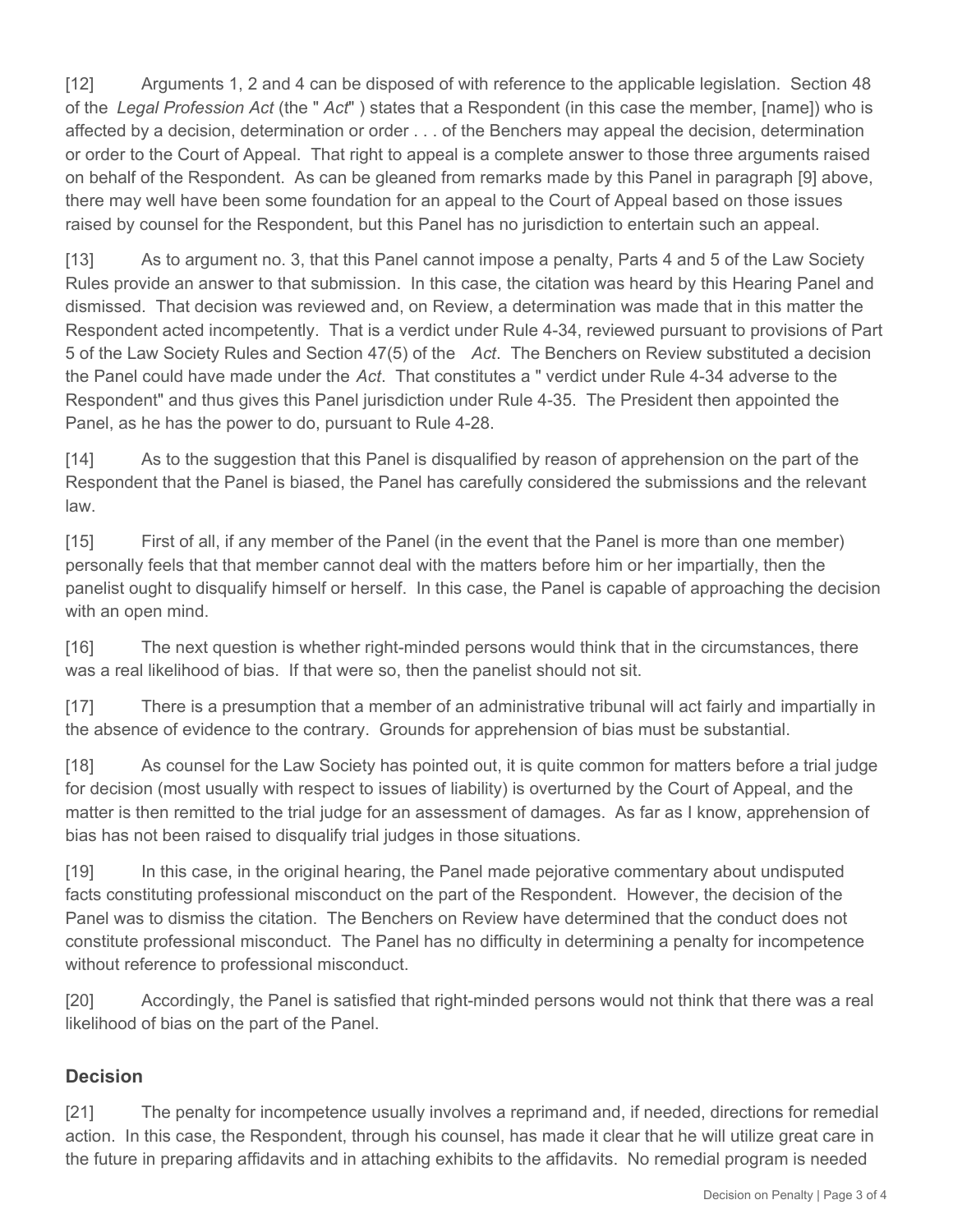[12] Arguments 1, 2 and 4 can be disposed of with reference to the applicable legislation. Section 48 of the *Legal Profession Act* (the " *Act*" ) states that a Respondent (in this case the member, [name]) who is affected by a decision, determination or order . . . of the Benchers may appeal the decision, determination or order to the Court of Appeal. That right to appeal is a complete answer to those three arguments raised on behalf of the Respondent. As can be gleaned from remarks made by this Panel in paragraph [9] above, there may well have been some foundation for an appeal to the Court of Appeal based on those issues raised by counsel for the Respondent, but this Panel has no jurisdiction to entertain such an appeal.

[13] As to argument no. 3, that this Panel cannot impose a penalty, Parts 4 and 5 of the Law Society Rules provide an answer to that submission. In this case, the citation was heard by this Hearing Panel and dismissed. That decision was reviewed and, on Review, a determination was made that in this matter the Respondent acted incompetently. That is a verdict under Rule 4-34, reviewed pursuant to provisions of Part 5 of the Law Society Rules and Section 47(5) of the *Act*. The Benchers on Review substituted a decision the Panel could have made under the *Act*. That constitutes a " verdict under Rule 4-34 adverse to the Respondent" and thus gives this Panel jurisdiction under Rule 4-35. The President then appointed the Panel, as he has the power to do, pursuant to Rule 4-28.

[14] As to the suggestion that this Panel is disqualified by reason of apprehension on the part of the Respondent that the Panel is biased, the Panel has carefully considered the submissions and the relevant law.

[15] First of all, if any member of the Panel (in the event that the Panel is more than one member) personally feels that that member cannot deal with the matters before him or her impartially, then the panelist ought to disqualify himself or herself. In this case, the Panel is capable of approaching the decision with an open mind.

[16] The next question is whether right-minded persons would think that in the circumstances, there was a real likelihood of bias. If that were so, then the panelist should not sit.

[17] There is a presumption that a member of an administrative tribunal will act fairly and impartially in the absence of evidence to the contrary. Grounds for apprehension of bias must be substantial.

[18] As counsel for the Law Society has pointed out, it is quite common for matters before a trial judge for decision (most usually with respect to issues of liability) is overturned by the Court of Appeal, and the matter is then remitted to the trial judge for an assessment of damages. As far as I know, apprehension of bias has not been raised to disqualify trial judges in those situations.

[19] In this case, in the original hearing, the Panel made pejorative commentary about undisputed facts constituting professional misconduct on the part of the Respondent. However, the decision of the Panel was to dismiss the citation. The Benchers on Review have determined that the conduct does not constitute professional misconduct. The Panel has no difficulty in determining a penalty for incompetence without reference to professional misconduct.

[20] Accordingly, the Panel is satisfied that right-minded persons would not think that there was a real likelihood of bias on the part of the Panel.

## Decision

[21] The penalty for incompetence usually involves a reprimand and, if needed, directions for remedial action. In this case, the Respondent, through his counsel, has made it clear that he will utilize great care in the future in preparing affidavits and in attaching exhibits to the affidavits. No remedial program is needed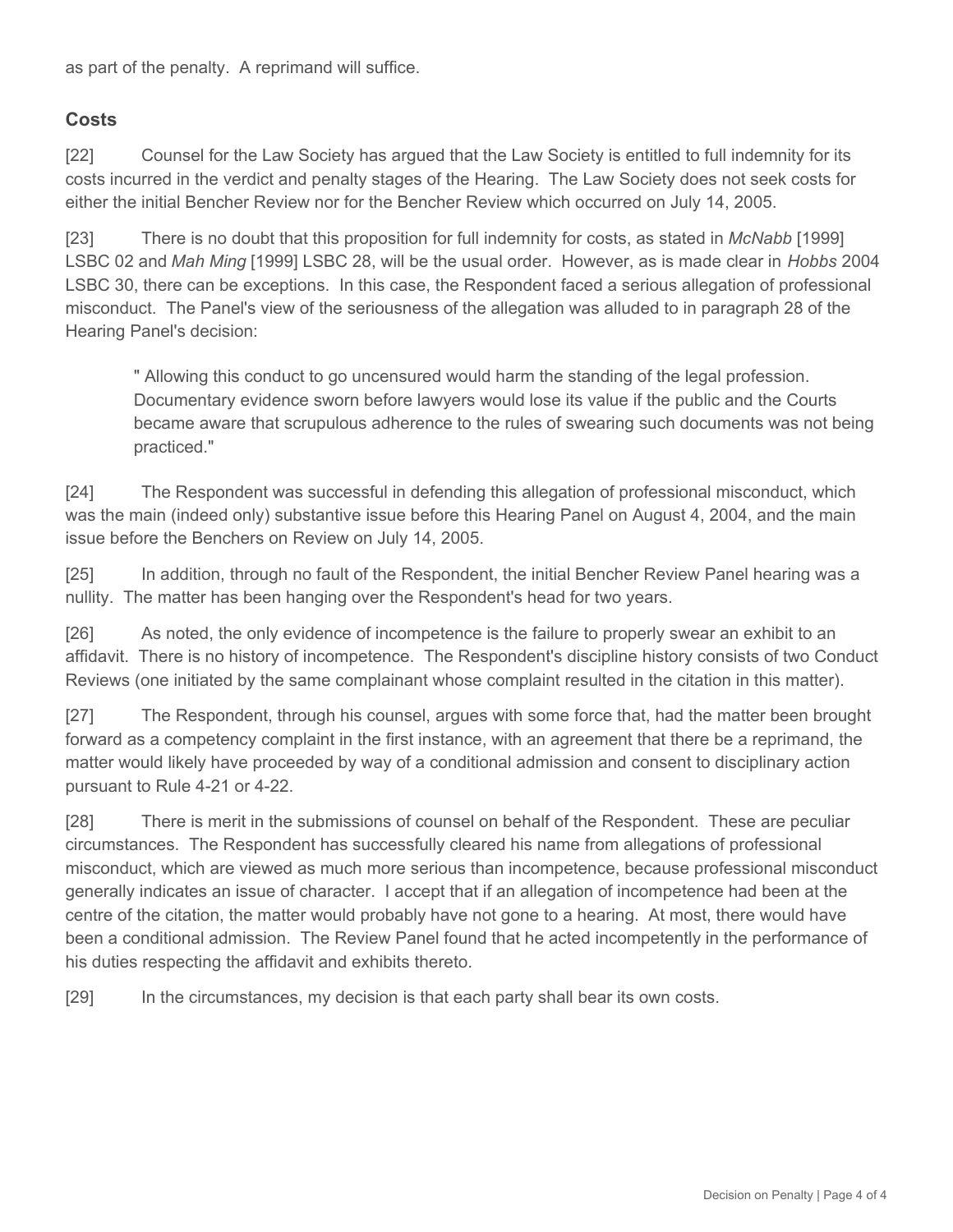as part of the penalty. A reprimand will suffice.

## Costs

[22] Counsel for the Law Society has argued that the Law Society is entitled to full indemnity for its costs incurred in the verdict and penalty stages of the Hearing. The Law Society does not seek costs for either the initial Bencher Review nor for the Bencher Review which occurred on July 14, 2005.

[23] There is no doubt that this proposition for full indemnity for costs, as stated in *McNabb* [1999] LSBC 02 and *Mah Ming* [1999] LSBC 28, will be the usual order. However, as is made clear in *Hobbs* 2004 LSBC 30, there can be exceptions. In this case, the Respondent faced a serious allegation of professional misconduct. The Panel's view of the seriousness of the allegation was alluded to in paragraph 28 of the Hearing Panel's decision:

> " Allowing this conduct to go uncensured would harm the standing of the legal profession. Documentary evidence sworn before lawyers would lose its value if the public and the Courts became aware that scrupulous adherence to the rules of swearing such documents was not being practiced."

[24] The Respondent was successful in defending this allegation of professional misconduct, which was the main (indeed only) substantive issue before this Hearing Panel on August 4, 2004, and the main issue before the Benchers on Review on July 14, 2005.

[25] In addition, through no fault of the Respondent, the initial Bencher Review Panel hearing was a nullity. The matter has been hanging over the Respondent's head for two years.

[26] As noted, the only evidence of incompetence is the failure to properly swear an exhibit to an affidavit. There is no history of incompetence. The Respondent's discipline history consists of two Conduct Reviews (one initiated by the same complainant whose complaint resulted in the citation in this matter).

[27] The Respondent, through his counsel, argues with some force that, had the matter been brought forward as a competency complaint in the first instance, with an agreement that there be a reprimand, the matter would likely have proceeded by way of a conditional admission and consent to disciplinary action pursuant to Rule 4-21 or 4-22.

[28] There is merit in the submissions of counsel on behalf of the Respondent. These are peculiar circumstances. The Respondent has successfully cleared his name from allegations of professional misconduct, which are viewed as much more serious than incompetence, because professional misconduct generally indicates an issue of character. I accept that if an allegation of incompetence had been at the centre of the citation, the matter would probably have not gone to a hearing. At most, there would have been a conditional admission. The Review Panel found that he acted incompetently in the performance of his duties respecting the affidavit and exhibits thereto.

[29] In the circumstances, my decision is that each party shall bear its own costs.